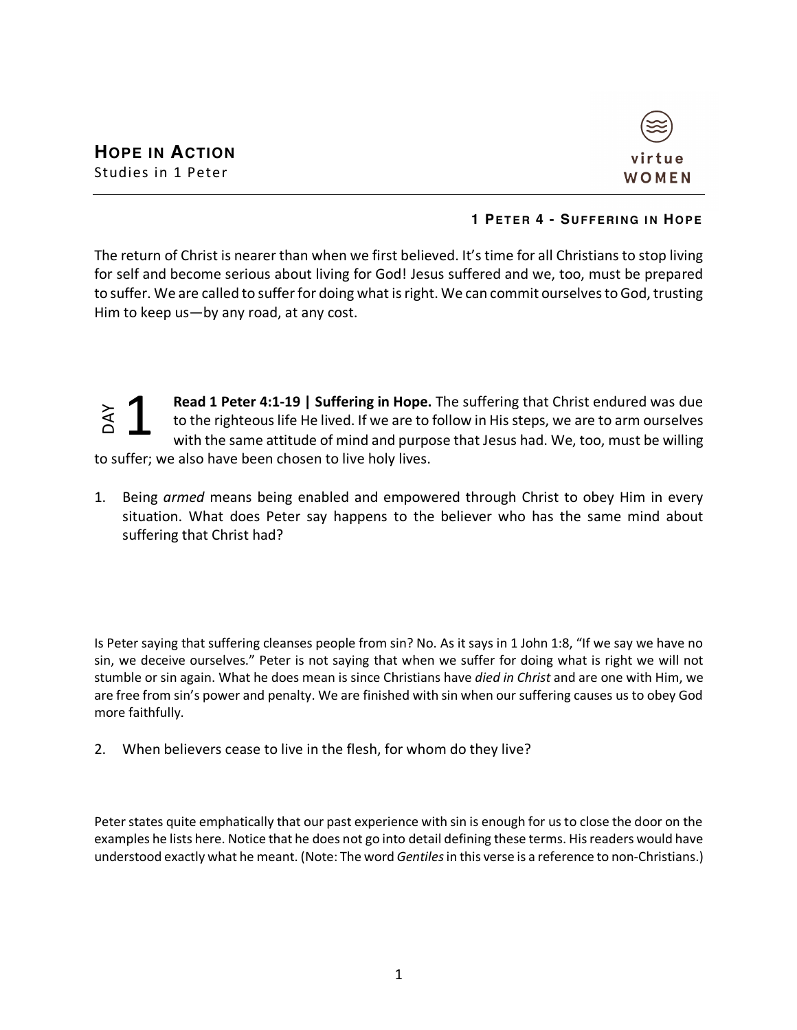# HOPE IN ACTION

Studies in 1 Peter

virtue WOMEN

### 1 PETER 4 - SUFFERING IN HOPE

The return of Christ is nearer than when we first believed. It's time for all Christians to stop living for self and become serious about living for God! Jesus suffered and we, too, must be prepared to suffer. We are called to suffer for doing what is right. We can commit ourselves to God, trusting Him to keep us—by any road, at any cost.

## DAY 1

**Read 1 Peter 4:1-19 | Suffering in Hope.** The suffering that Christ endured was due to the righteous life He lived. If we are to follow in His steps, we are to arm ourselves with the same attitude of mind and purpose that Jesus had. We, too, must be willing to suffer; we also have been chosen to live holy lives.

1. Being *armed* means being enabled and empowered through Christ to obey Him in every situation. What does Peter say happens to the believer who has the same mind about suffering that Christ had?

Is Peter saying that suffering cleanses people from sin? No. As it says in 1 John 1:8, "If we say we have no sin, we deceive ourselves." Peter is not saying that when we suffer for doing what is right we will not stumble or sin again. What he does mean is since Christians have *died in Christ* and are one with Him, we are free from sin's power and penalty. We are finished with sin when our suffering causes us to obey God more faithfully.

2. When believers cease to live in the flesh, for whom do they live?

Peter states quite emphatically that our past experience with sin is enough for us to close the door on the examples he lists here. Notice that he does not go into detail defining these terms. His readers would have understood exactly what he meant. (Note: The word *Gentiles* in this verse is a reference to non-Christians.)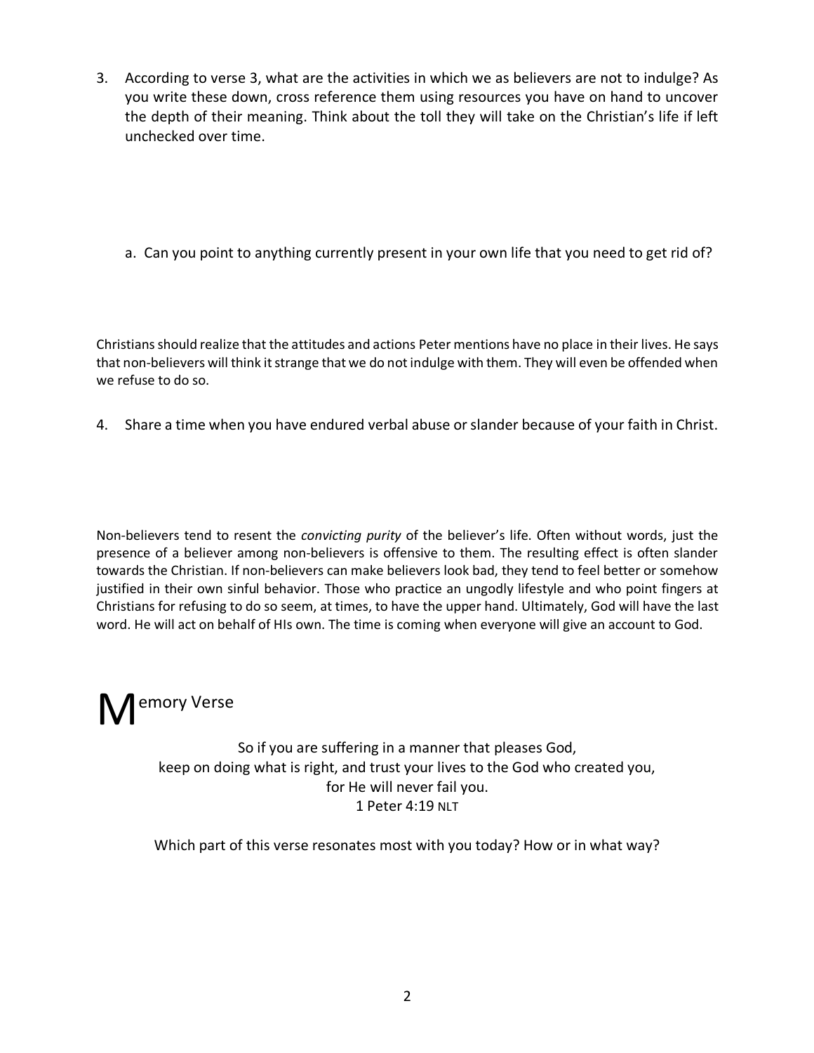3. According to verse 3, what are the activities in which we as believers are not to indulge? As you write these down, cross reference them using resources you have on hand to uncover the depth of their meaning. Think about the toll they will take on the Christian's life if left unchecked over time.

   a. Can you point to anything currently present in your own life that you need to get rid of?

Christians should realize that the attitudes and actions Peter mentions have no place in their lives. He says that non-believers will think it strange that we do not indulge with them. They will even be offended when we refuse to do so.

4. Share a time when you have endured verbal abuse or slander because of your faith in Christ.

Non-believers tend to resent the *convicting purity* of the believer's life. Often without words, just the presence of a believer among non-believers is offensive to them. The resulting effect is often slander towards the Christian. If non-believers can make believers look bad, they tend to feel better or somehow justified in their own sinful behavior. Those who practice an ungodly lifestyle and who point fingers at Christians for refusing to do so seem, at times, to have the upper hand. Ultimately, God will have the last word. He will act on behalf of HIs own. The time is coming when everyone will give an account to God.

## Memory Verse

So if you are suffering in a manner that pleases God,
keep on doing what is right, and trust your lives to the God who created you,
for He will never fail you.
1 Peter 4:19 NLT

Which part of this verse resonates most with you today? How or in what way?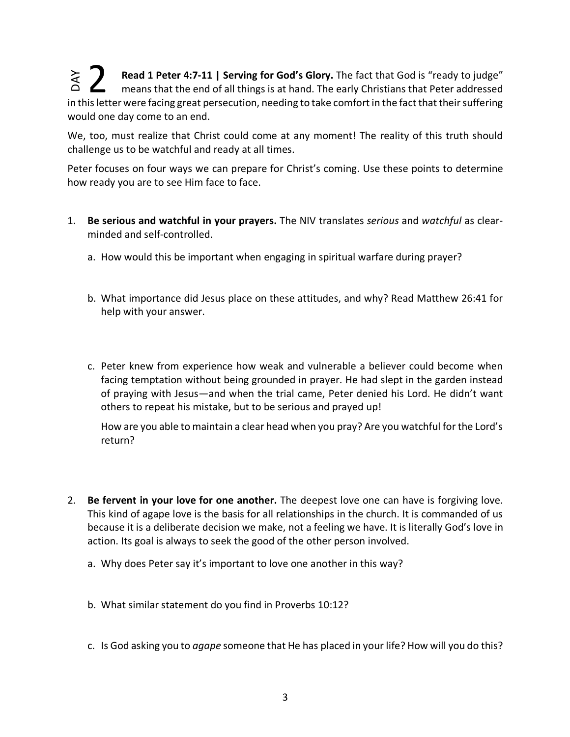DAY 2 **Read 1 Peter 4:7-11 | Serving for God's Glory.** The fact that God is "ready to judge" means that the end of all things is at hand. The early Christians that Peter addressed in this letter were facing great persecution, needing to take comfort in the fact that their suffering would one day come to an end.

We, too, must realize that Christ could come at any moment! The reality of this truth should challenge us to be watchful and ready at all times.

Peter focuses on four ways we can prepare for Christ's coming. Use these points to determine how ready you are to see Him face to face.

1. **Be serious and watchful in your prayers.** The NIV translates *serious* and *watchful* as clear-minded and self-controlled.

   a. How would this be important when engaging in spiritual warfare during prayer?

   b. What importance did Jesus place on these attitudes, and why? Read Matthew 26:41 for help with your answer.

   c. Peter knew from experience how weak and vulnerable a believer could become when facing temptation without being grounded in prayer. He had slept in the garden instead of praying with Jesus—and when the trial came, Peter denied his Lord. He didn't want others to repeat his mistake, but to be serious and prayed up!

      How are you able to maintain a clear head when you pray? Are you watchful for the Lord's return?

2. **Be fervent in your love for one another.** The deepest love one can have is forgiving love. This kind of agape love is the basis for all relationships in the church. It is commanded of us because it is a deliberate decision we make, not a feeling we have. It is literally God's love in action. Its goal is always to seek the good of the other person involved.

   a. Why does Peter say it's important to love one another in this way?

   b. What similar statement do you find in Proverbs 10:12?

   c. Is God asking you to *agape* someone that He has placed in your life? How will you do this?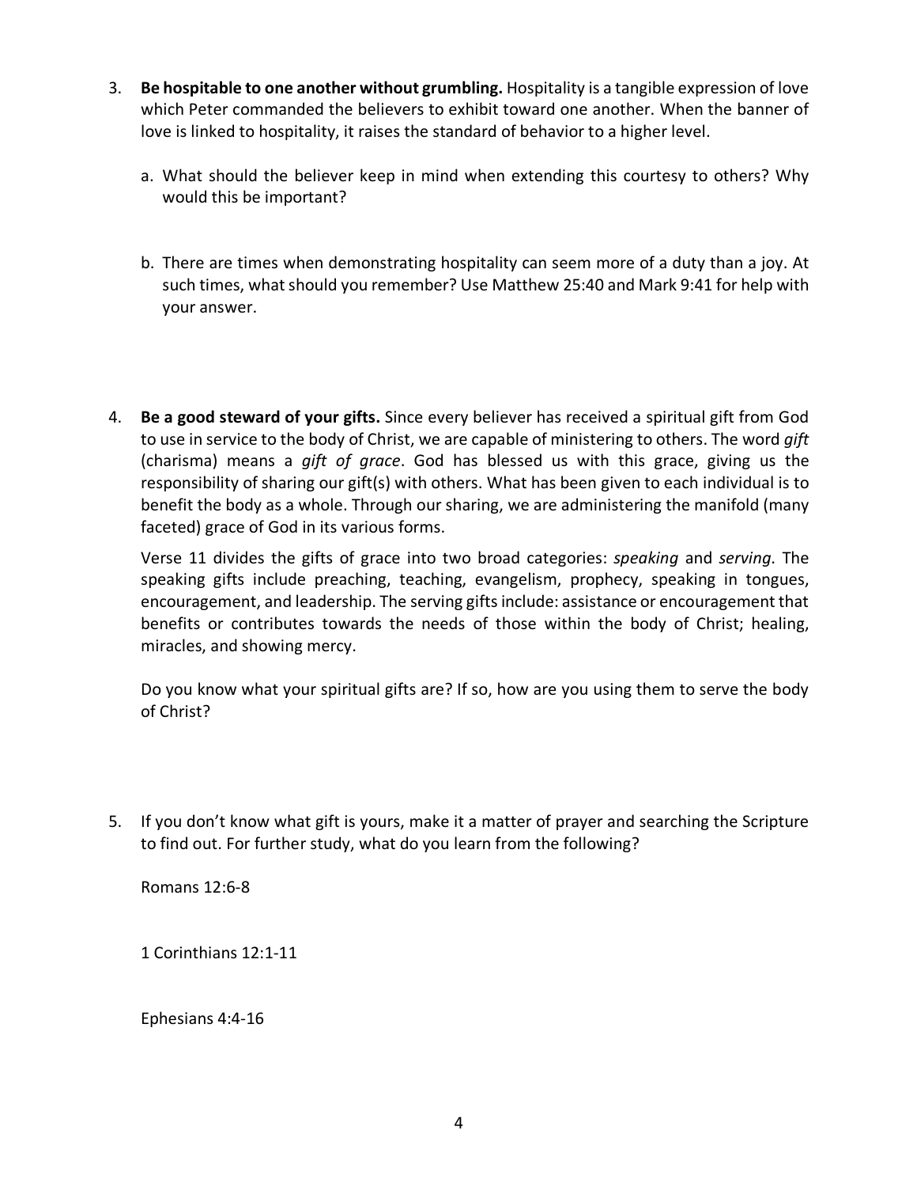3. **Be hospitable to one another without grumbling.** Hospitality is a tangible expression of love which Peter commanded the believers to exhibit toward one another. When the banner of love is linked to hospitality, it raises the standard of behavior to a higher level.

   a. What should the believer keep in mind when extending this courtesy to others? Why would this be important?

   b. There are times when demonstrating hospitality can seem more of a duty than a joy. At such times, what should you remember? Use Matthew 25:40 and Mark 9:41 for help with your answer.

4. **Be a good steward of your gifts.** Since every believer has received a spiritual gift from God to use in service to the body of Christ, we are capable of ministering to others. The word *gift* (charisma) means a *gift of grace*. God has blessed us with this grace, giving us the responsibility of sharing our gift(s) with others. What has been given to each individual is to benefit the body as a whole. Through our sharing, we are administering the manifold (many faceted) grace of God in its various forms.

   Verse 11 divides the gifts of grace into two broad categories: *speaking* and *serving*. The speaking gifts include preaching, teaching, evangelism, prophecy, speaking in tongues, encouragement, and leadership. The serving gifts include: assistance or encouragement that benefits or contributes towards the needs of those within the body of Christ; healing, miracles, and showing mercy.

   Do you know what your spiritual gifts are? If so, how are you using them to serve the body of Christ?

5. If you don't know what gift is yours, make it a matter of prayer and searching the Scripture to find out. For further study, what do you learn from the following?

   Romans 12:6-8

   1 Corinthians 12:1-11

   Ephesians 4:4-16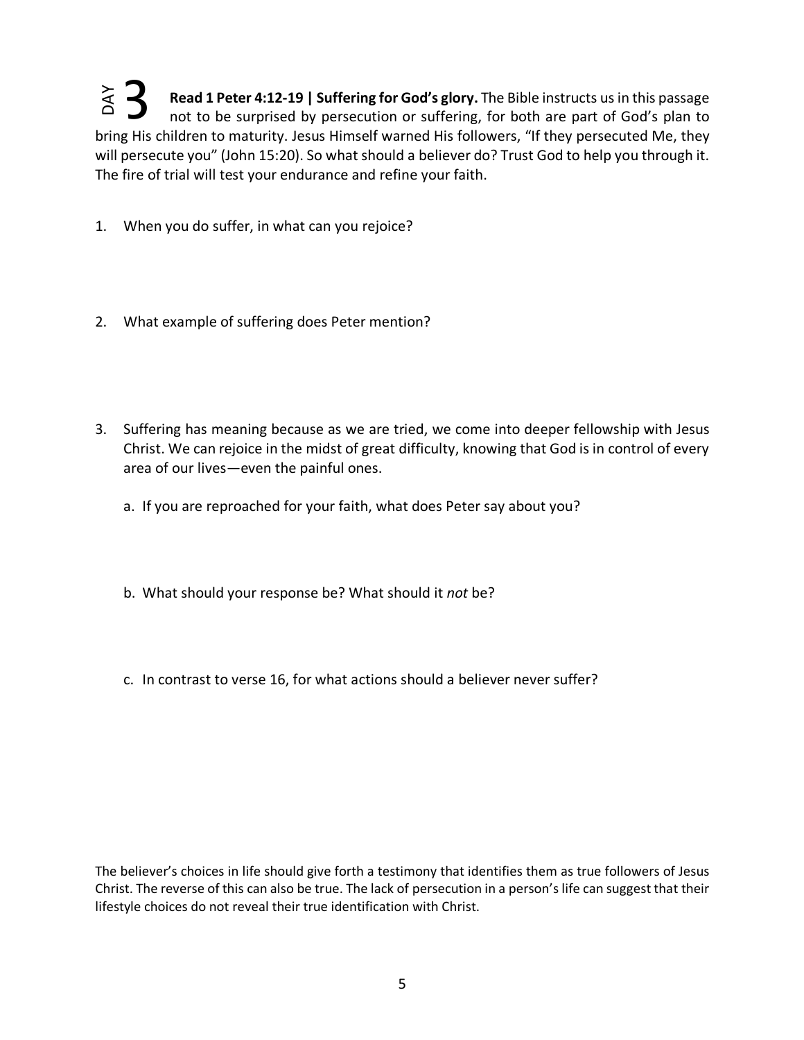## DAY 3

**Read 1 Peter 4:12-19 | Suffering for God's glory.** The Bible instructs us in this passage not to be surprised by persecution or suffering, for both are part of God's plan to bring His children to maturity. Jesus Himself warned His followers, "If they persecuted Me, they will persecute you" (John 15:20). So what should a believer do? Trust God to help you through it. The fire of trial will test your endurance and refine your faith.

1. When you do suffer, in what can you rejoice?

2. What example of suffering does Peter mention?

3. Suffering has meaning because as we are tried, we come into deeper fellowship with Jesus Christ. We can rejoice in the midst of great difficulty, knowing that God is in control of every area of our lives—even the painful ones.

   a. If you are reproached for your faith, what does Peter say about you?

   b. What should your response be? What should it *not* be?

   c. In contrast to verse 16, for what actions should a believer never suffer?

The believer's choices in life should give forth a testimony that identifies them as true followers of Jesus Christ. The reverse of this can also be true. The lack of persecution in a person's life can suggest that their lifestyle choices do not reveal their true identification with Christ.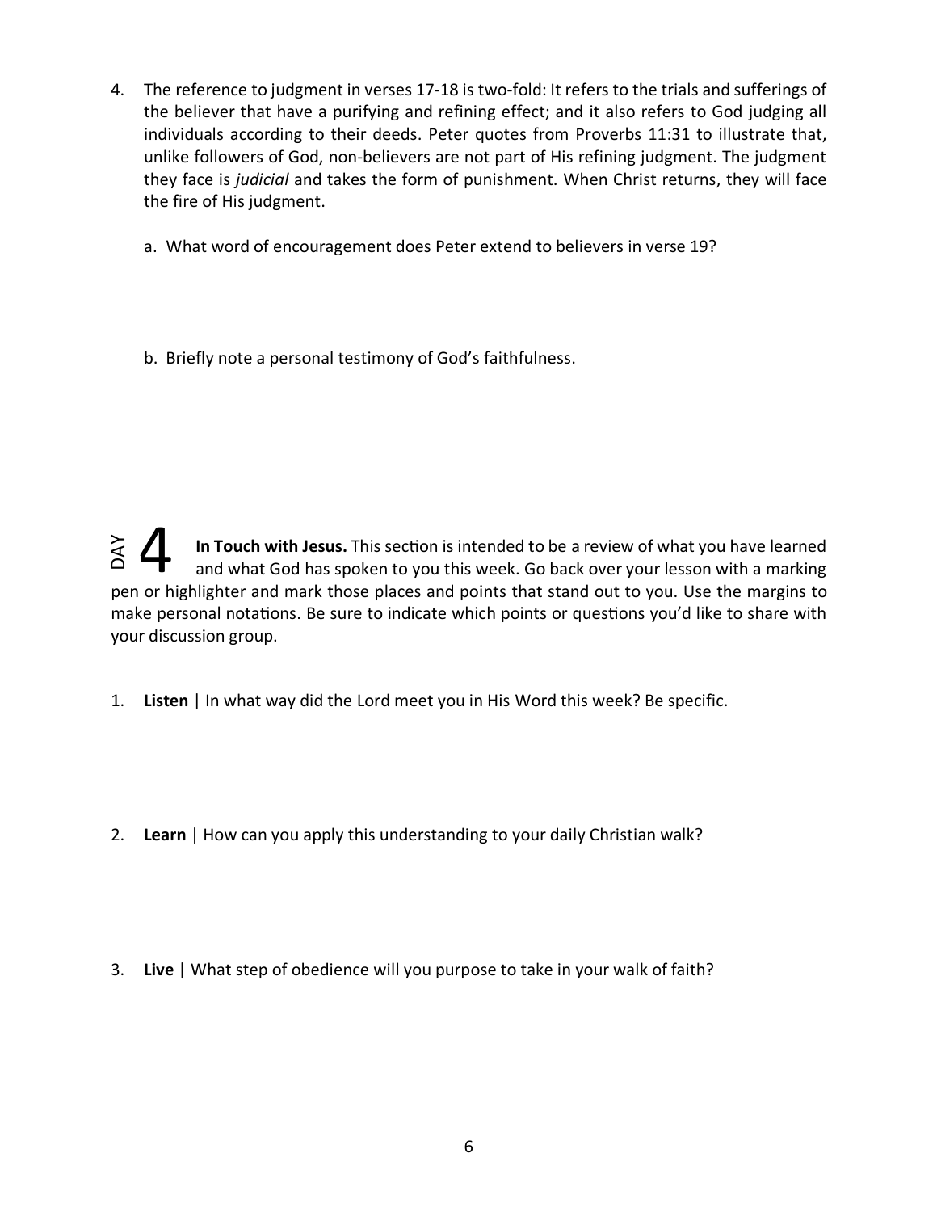4. The reference to judgment in verses 17-18 is two-fold: It refers to the trials and sufferings of the believer that have a purifying and refining effect; and it also refers to God judging all individuals according to their deeds. Peter quotes from Proverbs 11:31 to illustrate that, unlike followers of God, non-believers are not part of His refining judgment. The judgment they face is *judicial* and takes the form of punishment. When Christ returns, they will face the fire of His judgment.

   a. What word of encouragement does Peter extend to believers in verse 19?

   b. Briefly note a personal testimony of God's faithfulness.

## DAY 4

**In Touch with Jesus.** This section is intended to be a review of what you have learned and what God has spoken to you this week. Go back over your lesson with a marking pen or highlighter and mark those places and points that stand out to you. Use the margins to make personal notations. Be sure to indicate which points or questions you'd like to share with your discussion group.

1. **Listen** | In what way did the Lord meet you in His Word this week? Be specific.

2. **Learn** | How can you apply this understanding to your daily Christian walk?

3. **Live** | What step of obedience will you purpose to take in your walk of faith?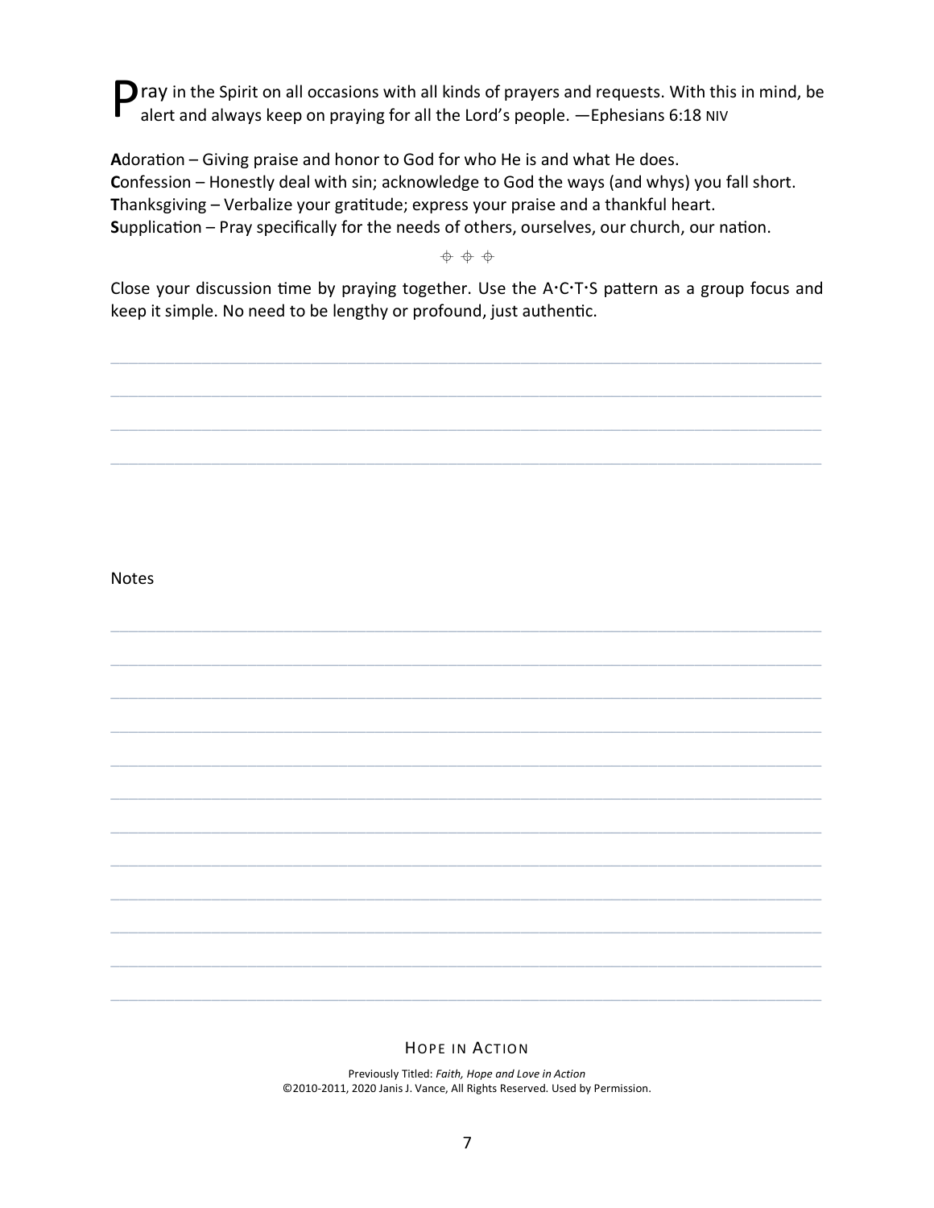Pray in the Spirit on all occasions with all kinds of prayers and requests. With this in mind, be alert and always keep on praying for all the Lord's people. —Ephesians 6:18 NIV

**A**doration – Giving praise and honor to God for who He is and what He does.
**C**onfession – Honestly deal with sin; acknowledge to God the ways (and whys) you fall short.
**T**hanksgiving – Verbalize your gratitude; express your praise and a thankful heart.
**S**upplication – Pray specifically for the needs of others, ourselves, our church, our nation.

⌖ ⌖ ⌖

Close your discussion time by praying together. Use the A·C·T·S pattern as a group focus and keep it simple. No need to be lengthy or profound, just authentic.

\_\_\_\_\_\_\_\_\_\_\_\_\_\_\_\_\_\_\_\_\_\_\_\_\_\_\_\_\_\_\_\_\_\_\_\_\_\_\_\_\_\_\_\_\_\_\_\_\_\_\_\_\_\_\_\_\_\_\_\_\_\_\_\_\_\_\_\_\_\_\_\_\_\_\_\_\_\_

\_\_\_\_\_\_\_\_\_\_\_\_\_\_\_\_\_\_\_\_\_\_\_\_\_\_\_\_\_\_\_\_\_\_\_\_\_\_\_\_\_\_\_\_\_\_\_\_\_\_\_\_\_\_\_\_\_\_\_\_\_\_\_\_\_\_\_\_\_\_\_\_\_\_\_\_\_\_

\_\_\_\_\_\_\_\_\_\_\_\_\_\_\_\_\_\_\_\_\_\_\_\_\_\_\_\_\_\_\_\_\_\_\_\_\_\_\_\_\_\_\_\_\_\_\_\_\_\_\_\_\_\_\_\_\_\_\_\_\_\_\_\_\_\_\_\_\_\_\_\_\_\_\_\_\_\_

\_\_\_\_\_\_\_\_\_\_\_\_\_\_\_\_\_\_\_\_\_\_\_\_\_\_\_\_\_\_\_\_\_\_\_\_\_\_\_\_\_\_\_\_\_\_\_\_\_\_\_\_\_\_\_\_\_\_\_\_\_\_\_\_\_\_\_\_\_\_\_\_\_\_\_\_\_\_

Notes

\_\_\_\_\_\_\_\_\_\_\_\_\_\_\_\_\_\_\_\_\_\_\_\_\_\_\_\_\_\_\_\_\_\_\_\_\_\_\_\_\_\_\_\_\_\_\_\_\_\_\_\_\_\_\_\_\_\_\_\_\_\_\_\_\_\_\_\_\_\_\_\_\_\_\_\_\_\_

\_\_\_\_\_\_\_\_\_\_\_\_\_\_\_\_\_\_\_\_\_\_\_\_\_\_\_\_\_\_\_\_\_\_\_\_\_\_\_\_\_\_\_\_\_\_\_\_\_\_\_\_\_\_\_\_\_\_\_\_\_\_\_\_\_\_\_\_\_\_\_\_\_\_\_\_\_\_

\_\_\_\_\_\_\_\_\_\_\_\_\_\_\_\_\_\_\_\_\_\_\_\_\_\_\_\_\_\_\_\_\_\_\_\_\_\_\_\_\_\_\_\_\_\_\_\_\_\_\_\_\_\_\_\_\_\_\_\_\_\_\_\_\_\_\_\_\_\_\_\_\_\_\_\_\_\_

\_\_\_\_\_\_\_\_\_\_\_\_\_\_\_\_\_\_\_\_\_\_\_\_\_\_\_\_\_\_\_\_\_\_\_\_\_\_\_\_\_\_\_\_\_\_\_\_\_\_\_\_\_\_\_\_\_\_\_\_\_\_\_\_\_\_\_\_\_\_\_\_\_\_\_\_\_\_

\_\_\_\_\_\_\_\_\_\_\_\_\_\_\_\_\_\_\_\_\_\_\_\_\_\_\_\_\_\_\_\_\_\_\_\_\_\_\_\_\_\_\_\_\_\_\_\_\_\_\_\_\_\_\_\_\_\_\_\_\_\_\_\_\_\_\_\_\_\_\_\_\_\_\_\_\_\_

\_\_\_\_\_\_\_\_\_\_\_\_\_\_\_\_\_\_\_\_\_\_\_\_\_\_\_\_\_\_\_\_\_\_\_\_\_\_\_\_\_\_\_\_\_\_\_\_\_\_\_\_\_\_\_\_\_\_\_\_\_\_\_\_\_\_\_\_\_\_\_\_\_\_\_\_\_\_

\_\_\_\_\_\_\_\_\_\_\_\_\_\_\_\_\_\_\_\_\_\_\_\_\_\_\_\_\_\_\_\_\_\_\_\_\_\_\_\_\_\_\_\_\_\_\_\_\_\_\_\_\_\_\_\_\_\_\_\_\_\_\_\_\_\_\_\_\_\_\_\_\_\_\_\_\_\_

\_\_\_\_\_\_\_\_\_\_\_\_\_\_\_\_\_\_\_\_\_\_\_\_\_\_\_\_\_\_\_\_\_\_\_\_\_\_\_\_\_\_\_\_\_\_\_\_\_\_\_\_\_\_\_\_\_\_\_\_\_\_\_\_\_\_\_\_\_\_\_\_\_\_\_\_\_\_

\_\_\_\_\_\_\_\_\_\_\_\_\_\_\_\_\_\_\_\_\_\_\_\_\_\_\_\_\_\_\_\_\_\_\_\_\_\_\_\_\_\_\_\_\_\_\_\_\_\_\_\_\_\_\_\_\_\_\_\_\_\_\_\_\_\_\_\_\_\_\_\_\_\_\_\_\_\_

\_\_\_\_\_\_\_\_\_\_\_\_\_\_\_\_\_\_\_\_\_\_\_\_\_\_\_\_\_\_\_\_\_\_\_\_\_\_\_\_\_\_\_\_\_\_\_\_\_\_\_\_\_\_\_\_\_\_\_\_\_\_\_\_\_\_\_\_\_\_\_\_\_\_\_\_\_\_

\_\_\_\_\_\_\_\_\_\_\_\_\_\_\_\_\_\_\_\_\_\_\_\_\_\_\_\_\_\_\_\_\_\_\_\_\_\_\_\_\_\_\_\_\_\_\_\_\_\_\_\_\_\_\_\_\_\_\_\_\_\_\_\_\_\_\_\_\_\_\_\_\_\_\_\_\_\_

\_\_\_\_\_\_\_\_\_\_\_\_\_\_\_\_\_\_\_\_\_\_\_\_\_\_\_\_\_\_\_\_\_\_\_\_\_\_\_\_\_\_\_\_\_\_\_\_\_\_\_\_\_\_\_\_\_\_\_\_\_\_\_\_\_\_\_\_\_\_\_\_\_\_\_\_\_\_

Previously Titled: *Faith, Hope and Love in Action*
©2010-2011, 2020 Janis J. Vance, All Rights Reserved. Used by Permission.